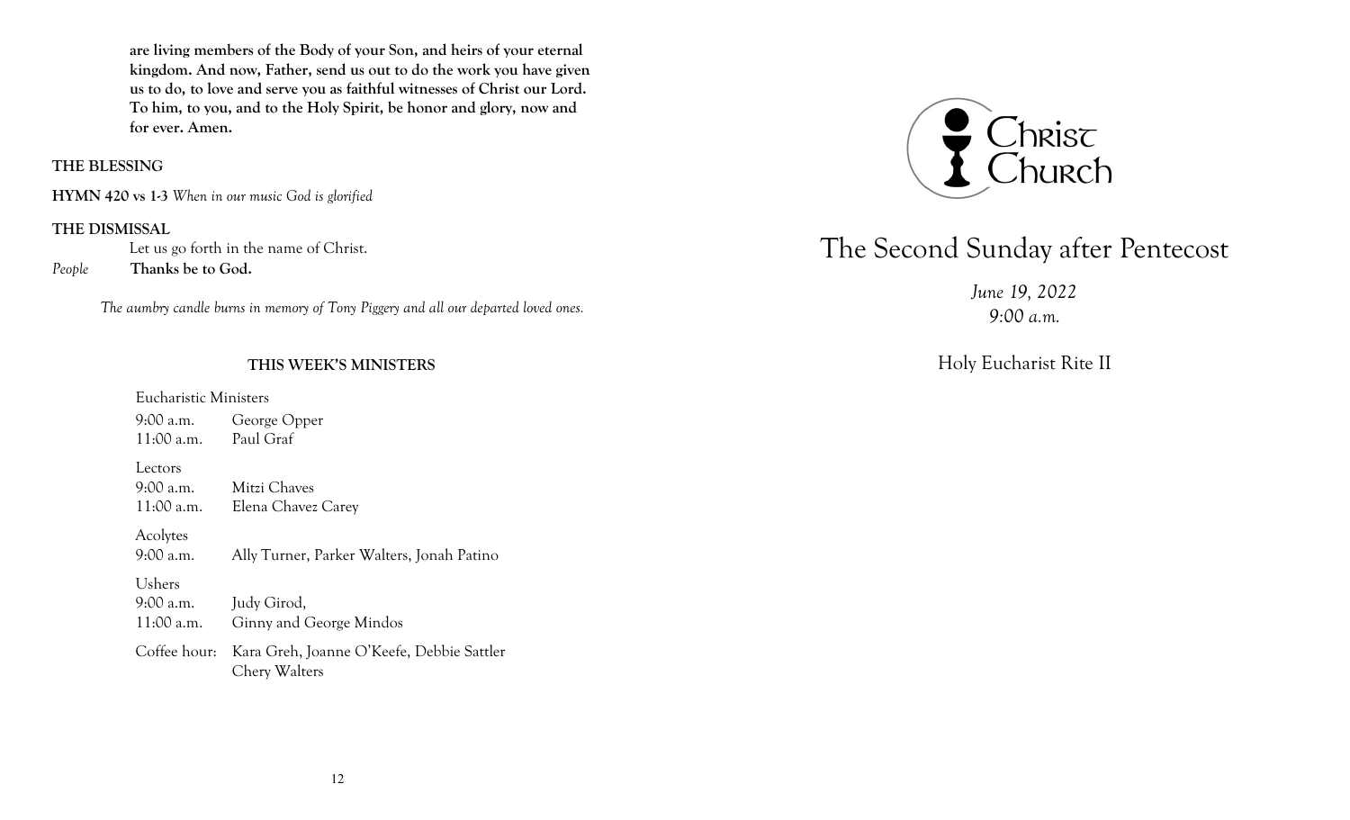**are living members of the Body of your Son, and heirs of your eternal kingdom. And now, Father, send us out to do the work you have given us to do, to love and serve you as faithful witnesses of Christ our Lord. To him, to you, and to the Holy Spirit, be honor and glory, now and for ever. Amen.**

**THE BLESSING**

**HYMN 420 vs 1-3** *When in our music God is glorified*

**THE DISMISSAL**

Let us go forth in the name of Christ.

*People* **Thanks be to God.**

*The aumbry candle burns in memory of Tony Piggery and all our departed loved ones.*

**THIS WEEK'S MINISTERS**

Eucharistic Ministers

| | |
|---|---|
| 9:00 a.m. | George Opper |
| 11:00 a.m. | Paul Graf |

Lectors

| | |
|---|---|
| 9:00 a.m. | Mitzi Chaves |
| 11:00 a.m. | Elena Chavez Carey |

Acolytes

| | |
|---|---|
| 9:00 a.m. | Ally Turner, Parker Walters, Jonah Patino |

Ushers

| | |
|---|---|
| 9:00 a.m. | Judy Girod, |
| 11:00 a.m. | Ginny and George Mindos |

Coffee hour: Kara Greh, Joanne O'Keefe, Debbie Sattler, Chery Walters

Christ Church

# The Second Sunday after Pentecost

*June 19, 2022*
*9:00 a.m.*

Holy Eucharist Rite II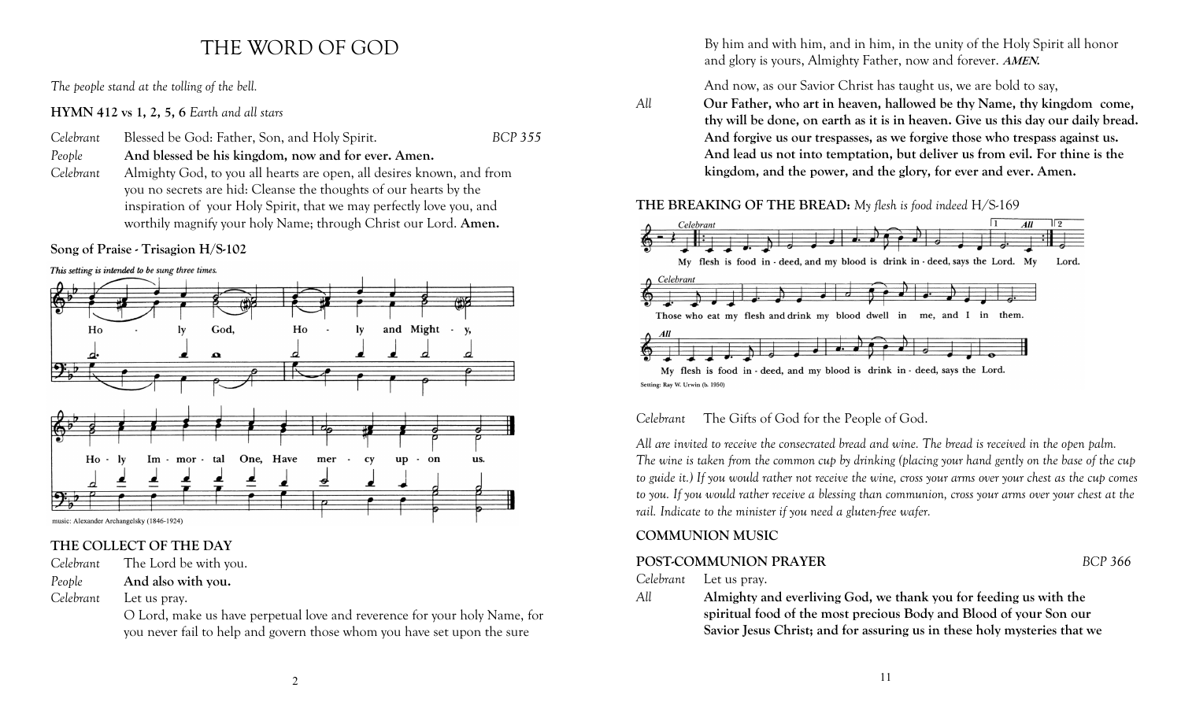# THE WORD OF GOD

*The people stand at the tolling of the bell.*

**HYMN 412 vs 1, 2, 5, 6** *Earth and all stars*

*Celebrant* Blessed be God: Father, Son, and Holy Spirit. *BCP 355*

*People* **And blessed be his kingdom, now and for ever. Amen.**

*Celebrant* Almighty God, to you all hearts are open, all desires known, and from you no secrets are hid: Cleanse the thoughts of our hearts by the inspiration of your Holy Spirit, that we may perfectly love you, and worthily magnify your holy Name; through Christ our Lord. **Amen.**

**Song of Praise - Trisagion H/S-102**

*This setting is intended to be sung three times.*

Holy God, Holy and Mighty, Holy Immortal One, Have mercy upon us.

music: Alexander Archangelsky (1846-1924)

**THE COLLECT OF THE DAY**

*Celebrant* The Lord be with you.

*People* **And also with you.**

*Celebrant* Let us pray.

O Lord, make us have perpetual love and reverence for your holy Name, for you never fail to help and govern those whom you have set upon the sure

By him and with him, and in him, in the unity of the Holy Spirit all honor and glory is yours, Almighty Father, now and forever. ***AMEN.***

And now, as our Savior Christ has taught us, we are bold to say,

*All* **Our Father, who art in heaven, hallowed be thy Name, thy kingdom come, thy will be done, on earth as it is in heaven. Give us this day our daily bread. And forgive us our trespasses, as we forgive those who trespass against us. And lead us not into temptation, but deliver us from evil. For thine is the kingdom, and the power, and the glory, for ever and ever. Amen.**

**THE BREAKING OF THE BREAD:** *My flesh is food indeed* H/S-169

*Celebrant*: My flesh is food indeed, and my blood is drink indeed, says the Lord. *All*: My ... Lord.

*Celebrant*: Those who eat my flesh and drink my blood dwell in me, and I in them.

*All*: My flesh is food indeed, and my blood is drink indeed, says the Lord.

Setting: Ray W. Urwin (b. 1950)

*Celebrant* The Gifts of God for the People of God.

*All are invited to receive the consecrated bread and wine. The bread is received in the open palm. The wine is taken from the common cup by drinking (placing your hand gently on the base of the cup to guide it.) If you would rather not receive the wine, cross your arms over your chest as the cup comes to you. If you would rather receive a blessing than communion, cross your arms over your chest at the rail. Indicate to the minister if you need a gluten-free wafer.*

**COMMUNION MUSIC**

**POST-COMMUNION PRAYER** *BCP 366*

*Celebrant* Let us pray.

*All* **Almighty and everliving God, we thank you for feeding us with the spiritual food of the most precious Body and Blood of your Son our Savior Jesus Christ; and for assuring us in these holy mysteries that we**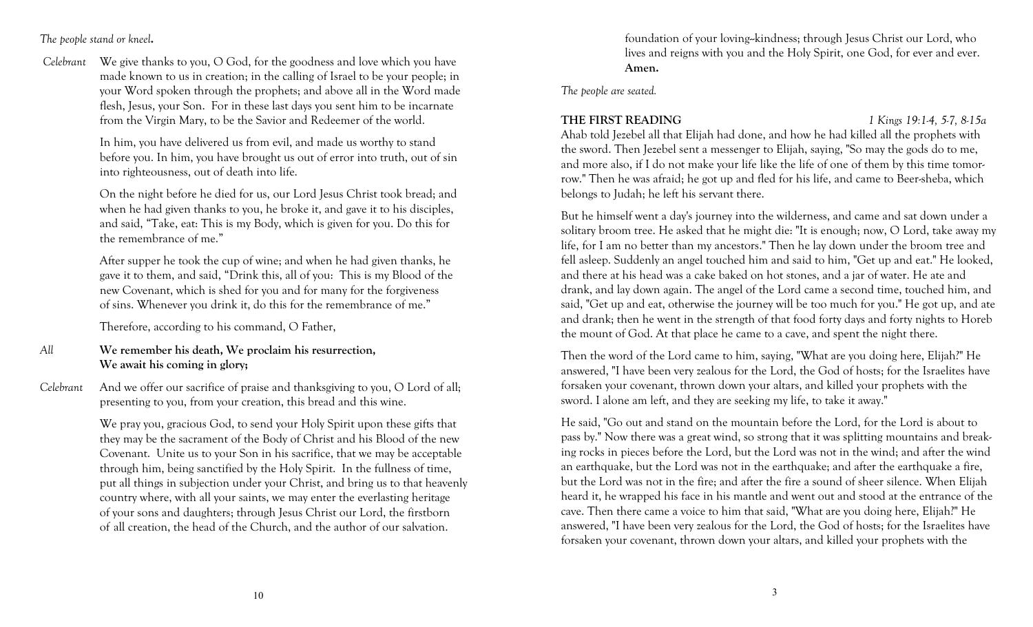*The people stand or kneel.*

*Celebrant* We give thanks to you, O God, for the goodness and love which you have made known to us in creation; in the calling of Israel to be your people; in your Word spoken through the prophets; and above all in the Word made flesh, Jesus, your Son. For in these last days you sent him to be incarnate from the Virgin Mary, to be the Savior and Redeemer of the world.

In him, you have delivered us from evil, and made us worthy to stand before you. In him, you have brought us out of error into truth, out of sin into righteousness, out of death into life.

On the night before he died for us, our Lord Jesus Christ took bread; and when he had given thanks to you, he broke it, and gave it to his disciples, and said, "Take, eat: This is my Body, which is given for you. Do this for the remembrance of me."

After supper he took the cup of wine; and when he had given thanks, he gave it to them, and said, "Drink this, all of you: This is my Blood of the new Covenant, which is shed for you and for many for the forgiveness of sins. Whenever you drink it, do this for the remembrance of me."

Therefore, according to his command, O Father,

*All* **We remember his death, We proclaim his resurrection, We await his coming in glory;**

*Celebrant* And we offer our sacrifice of praise and thanksgiving to you, O Lord of all; presenting to you, from your creation, this bread and this wine.

We pray you, gracious God, to send your Holy Spirit upon these gifts that they may be the sacrament of the Body of Christ and his Blood of the new Covenant. Unite us to your Son in his sacrifice, that we may be acceptable through him, being sanctified by the Holy Spirit. In the fullness of time, put all things in subjection under your Christ, and bring us to that heavenly country where, with all your saints, we may enter the everlasting heritage of your sons and daughters; through Jesus Christ our Lord, the firstborn of all creation, the head of the Church, and the author of our salvation.

foundation of your loving-kindness; through Jesus Christ our Lord, who lives and reigns with you and the Holy Spirit, one God, for ever and ever. **Amen.**

*The people are seated.*

**THE FIRST READING** *1 Kings 19:1-4, 5-7, 8-15a*

Ahab told Jezebel all that Elijah had done, and how he had killed all the prophets with the sword. Then Jezebel sent a messenger to Elijah, saying, "So may the gods do to me, and more also, if I do not make your life like the life of one of them by this time tomorrow." Then he was afraid; he got up and fled for his life, and came to Beer-sheba, which belongs to Judah; he left his servant there.

But he himself went a day's journey into the wilderness, and came and sat down under a solitary broom tree. He asked that he might die: "It is enough; now, O Lord, take away my life, for I am no better than my ancestors." Then he lay down under the broom tree and fell asleep. Suddenly an angel touched him and said to him, "Get up and eat." He looked, and there at his head was a cake baked on hot stones, and a jar of water. He ate and drank, and lay down again. The angel of the Lord came a second time, touched him, and said, "Get up and eat, otherwise the journey will be too much for you." He got up, and ate and drank; then he went in the strength of that food forty days and forty nights to Horeb the mount of God. At that place he came to a cave, and spent the night there.

Then the word of the Lord came to him, saying, "What are you doing here, Elijah?" He answered, "I have been very zealous for the Lord, the God of hosts; for the Israelites have forsaken your covenant, thrown down your altars, and killed your prophets with the sword. I alone am left, and they are seeking my life, to take it away."

He said, "Go out and stand on the mountain before the Lord, for the Lord is about to pass by." Now there was a great wind, so strong that it was splitting mountains and breaking rocks in pieces before the Lord, but the Lord was not in the wind; and after the wind an earthquake, but the Lord was not in the earthquake; and after the earthquake a fire, but the Lord was not in the fire; and after the fire a sound of sheer silence. When Elijah heard it, he wrapped his face in his mantle and went out and stood at the entrance of the cave. Then there came a voice to him that said, "What are you doing here, Elijah?" He answered, "I have been very zealous for the Lord, the God of hosts; for the Israelites have forsaken your covenant, thrown down your altars, and killed your prophets with the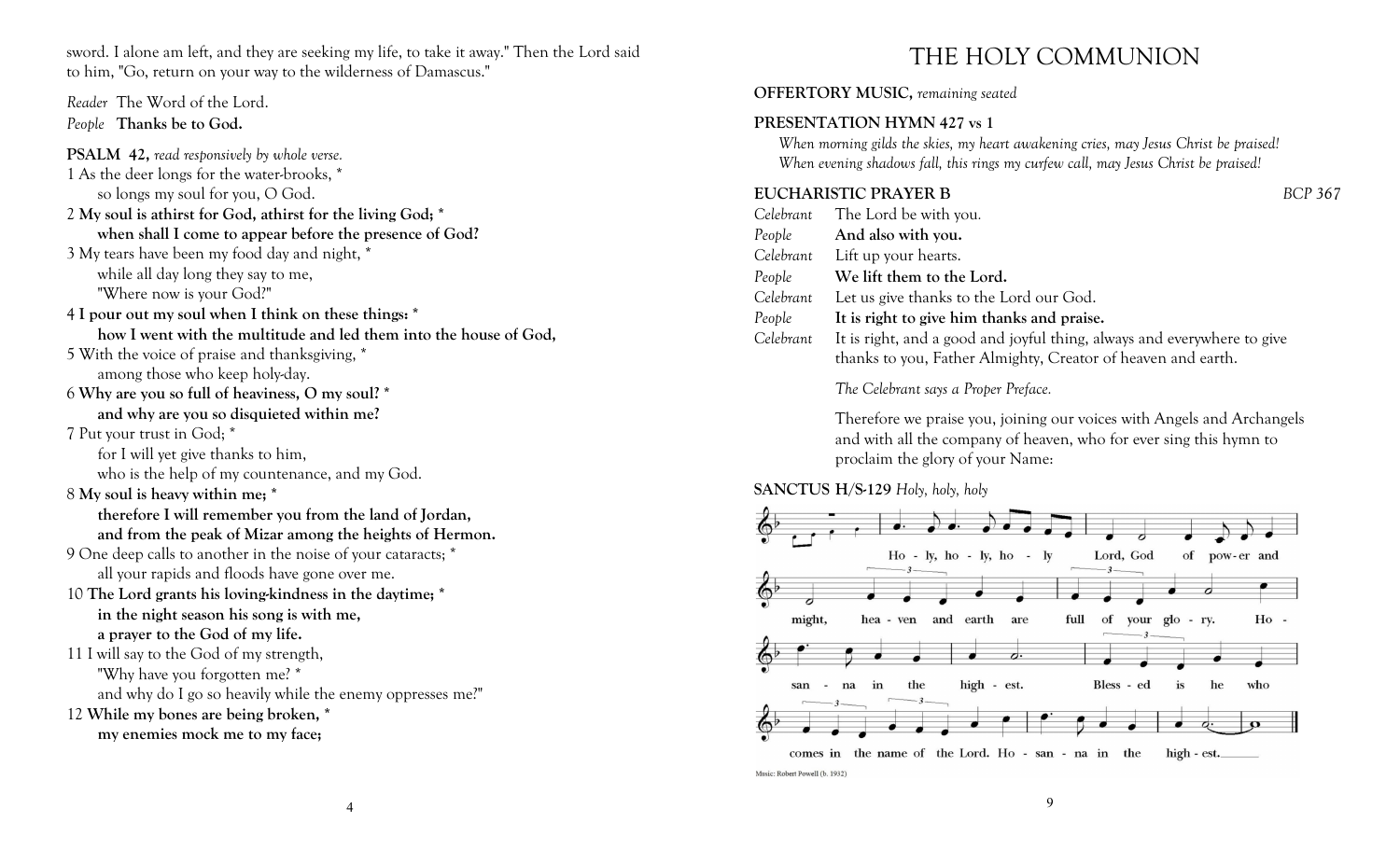sword. I alone am left, and they are seeking my life, to take it away." Then the Lord said to him, "Go, return on your way to the wilderness of Damascus."

*Reader* The Word of the Lord.
*People* **Thanks be to God.**

**PSALM 42,** *read responsively by whole verse.*

1 As the deer longs for the water-brooks, *
so longs my soul for you, O God.

2 **My soul is athirst for God, athirst for the living God; *
when shall I come to appear before the presence of God?**

3 My tears have been my food day and night, *
while all day long they say to me,
"Where now is your God?"

4 **I pour out my soul when I think on these things: *
how I went with the multitude and led them into the house of God,**

5 With the voice of praise and thanksgiving, *
among those who keep holy-day.

6 **Why are you so full of heaviness, O my soul? *
and why are you so disquieted within me?**

7 Put your trust in God; *
for I will yet give thanks to him,
who is the help of my countenance, and my God.

8 **My soul is heavy within me; *
therefore I will remember you from the land of Jordan,
and from the peak of Mizar among the heights of Hermon.**

9 One deep calls to another in the noise of your cataracts; *
all your rapids and floods have gone over me.

10 **The Lord grants his loving-kindness in the daytime; *
in the night season his song is with me,
a prayer to the God of my life.**

11 I will say to the God of my strength,
"Why have you forgotten me? *
and why do I go so heavily while the enemy oppresses me?"

12 **While my bones are being broken, *
my enemies mock me to my face;**

# THE HOLY COMMUNION

**OFFERTORY MUSIC,** *remaining seated*

**PRESENTATION HYMN 427 vs 1**

*When morning gilds the skies, my heart awakening cries, may Jesus Christ be praised!*
*When evening shadows fall, this rings my curfew call, may Jesus Christ be praised!*

**EUCHARISTIC PRAYER B** *BCP 367*

*Celebrant* The Lord be with you.
*People* **And also with you.**
*Celebrant* Lift up your hearts.
*People* **We lift them to the Lord.**
*Celebrant* Let us give thanks to the Lord our God.
*People* **It is right to give him thanks and praise.**
*Celebrant* It is right, and a good and joyful thing, always and everywhere to give thanks to you, Father Almighty, Creator of heaven and earth.

*The Celebrant says a Proper Preface.*

Therefore we praise you, joining our voices with Angels and Archangels and with all the company of heaven, who for ever sing this hymn to proclaim the glory of your Name:

**SANCTUS H/S-129** *Holy, holy, holy*

Holy, holy, holy Lord, God of power and might, heaven and earth are full of your glory. Hosanna in the highest. Blessed is he who comes in the name of the Lord. Hosanna in the highest.

Music: Robert Powell (b. 1932)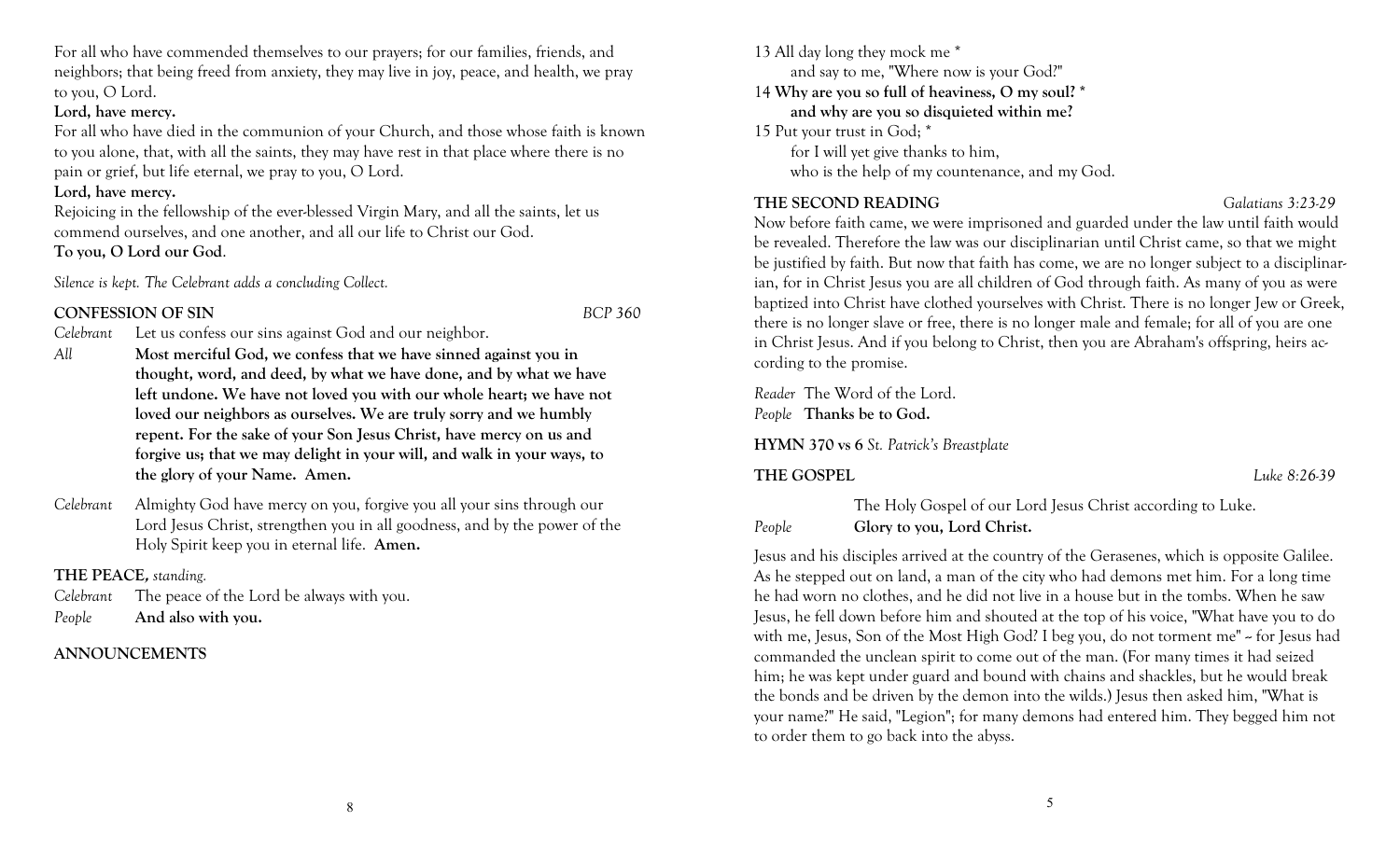For all who have commended themselves to our prayers; for our families, friends, and neighbors; that being freed from anxiety, they may live in joy, peace, and health, we pray to you, O Lord.

**Lord, have mercy.**

For all who have died in the communion of your Church, and those whose faith is known to you alone, that, with all the saints, they may have rest in that place where there is no pain or grief, but life eternal, we pray to you, O Lord.

**Lord, have mercy.**

Rejoicing in the fellowship of the ever-blessed Virgin Mary, and all the saints, let us commend ourselves, and one another, and all our life to Christ our God.

**To you, O Lord our God**.

*Silence is kept. The Celebrant adds a concluding Collect.*

**CONFESSION OF SIN** *BCP 360*

*Celebrant* Let us confess our sins against God and our neighbor.

*All* **Most merciful God, we confess that we have sinned against you in thought, word, and deed, by what we have done, and by what we have left undone. We have not loved you with our whole heart; we have not loved our neighbors as ourselves. We are truly sorry and we humbly repent. For the sake of your Son Jesus Christ, have mercy on us and forgive us; that we may delight in your will, and walk in your ways, to the glory of your Name. Amen.**

*Celebrant* Almighty God have mercy on you, forgive you all your sins through our Lord Jesus Christ, strengthen you in all goodness, and by the power of the Holy Spirit keep you in eternal life. **Amen.**

**THE PEACE,** *standing.*

*Celebrant* The peace of the Lord be always with you.

*People* **And also with you.**

**ANNOUNCEMENTS**

13 All day long they mock me *
    and say to me, "Where now is your God?"

14 **Why are you so full of heaviness, O my soul? ***
    **and why are you so disquieted within me?**

15 Put your trust in God; *
    for I will yet give thanks to him,
    who is the help of my countenance, and my God.

**THE SECOND READING** *Galatians 3:23-29*

Now before faith came, we were imprisoned and guarded under the law until faith would be revealed. Therefore the law was our disciplinarian until Christ came, so that we might be justified by faith. But now that faith has come, we are no longer subject to a disciplinarian, for in Christ Jesus you are all children of God through faith. As many of you as were baptized into Christ have clothed yourselves with Christ. There is no longer Jew or Greek, there is no longer slave or free, there is no longer male and female; for all of you are one in Christ Jesus. And if you belong to Christ, then you are Abraham's offspring, heirs according to the promise.

*Reader* The Word of the Lord.
*People* **Thanks be to God.**

**HYMN 370 vs 6** *St. Patrick's Breastplate*

**THE GOSPEL** *Luke 8:26-39*

The Holy Gospel of our Lord Jesus Christ according to Luke.

*People* **Glory to you, Lord Christ.**

Jesus and his disciples arrived at the country of the Gerasenes, which is opposite Galilee. As he stepped out on land, a man of the city who had demons met him. For a long time he had worn no clothes, and he did not live in a house but in the tombs. When he saw Jesus, he fell down before him and shouted at the top of his voice, "What have you to do with me, Jesus, Son of the Most High God? I beg you, do not torment me" -- for Jesus had commanded the unclean spirit to come out of the man. (For many times it had seized him; he was kept under guard and bound with chains and shackles, but he would break the bonds and be driven by the demon into the wilds.) Jesus then asked him, "What is your name?" He said, "Legion"; for many demons had entered him. They begged him not to order them to go back into the abyss.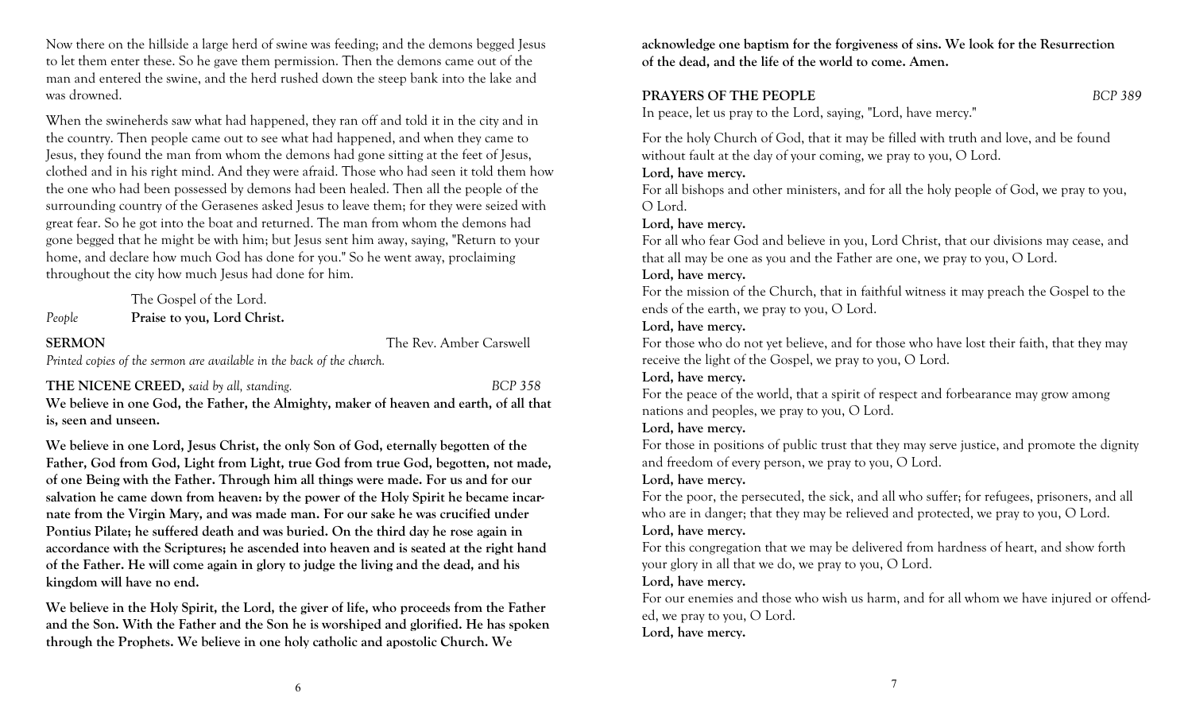Now there on the hillside a large herd of swine was feeding; and the demons begged Jesus to let them enter these. So he gave them permission. Then the demons came out of the man and entered the swine, and the herd rushed down the steep bank into the lake and was drowned.

When the swineherds saw what had happened, they ran off and told it in the city and in the country. Then people came out to see what had happened, and when they came to Jesus, they found the man from whom the demons had gone sitting at the feet of Jesus, clothed and in his right mind. And they were afraid. Those who had seen it told them how the one who had been possessed by demons had been healed. Then all the people of the surrounding country of the Gerasenes asked Jesus to leave them; for they were seized with great fear. So he got into the boat and returned. The man from whom the demons had gone begged that he might be with him; but Jesus sent him away, saying, "Return to your home, and declare how much God has done for you." So he went away, proclaiming throughout the city how much Jesus had done for him.

The Gospel of the Lord.
*People* **Praise to you, Lord Christ.**

**SERMON** The Rev. Amber Carswell

*Printed copies of the sermon are available in the back of the church.*

**THE NICENE CREED,** *said by all, standing.* *BCP 358*

**We believe in one God, the Father, the Almighty, maker of heaven and earth, of all that is, seen and unseen.**

**We believe in one Lord, Jesus Christ, the only Son of God, eternally begotten of the Father, God from God, Light from Light, true God from true God, begotten, not made, of one Being with the Father. Through him all things were made. For us and for our salvation he came down from heaven: by the power of the Holy Spirit he became incarnate from the Virgin Mary, and was made man. For our sake he was crucified under Pontius Pilate; he suffered death and was buried. On the third day he rose again in accordance with the Scriptures; he ascended into heaven and is seated at the right hand of the Father. He will come again in glory to judge the living and the dead, and his kingdom will have no end.**

**We believe in the Holy Spirit, the Lord, the giver of life, who proceeds from the Father and the Son. With the Father and the Son he is worshiped and glorified. He has spoken through the Prophets. We believe in one holy catholic and apostolic Church. We acknowledge one baptism for the forgiveness of sins. We look for the Resurrection of the dead, and the life of the world to come. Amen.**

**PRAYERS OF THE PEOPLE** *BCP 389*

In peace, let us pray to the Lord, saying, "Lord, have mercy."

For the holy Church of God, that it may be filled with truth and love, and be found without fault at the day of your coming, we pray to you, O Lord.
**Lord, have mercy.**

For all bishops and other ministers, and for all the holy people of God, we pray to you, O Lord.
**Lord, have mercy.**

For all who fear God and believe in you, Lord Christ, that our divisions may cease, and that all may be one as you and the Father are one, we pray to you, O Lord.
**Lord, have mercy.**

For the mission of the Church, that in faithful witness it may preach the Gospel to the ends of the earth, we pray to you, O Lord.
**Lord, have mercy.**

For those who do not yet believe, and for those who have lost their faith, that they may receive the light of the Gospel, we pray to you, O Lord.
**Lord, have mercy.**

For the peace of the world, that a spirit of respect and forbearance may grow among nations and peoples, we pray to you, O Lord.
**Lord, have mercy.**

For those in positions of public trust that they may serve justice, and promote the dignity and freedom of every person, we pray to you, O Lord.
**Lord, have mercy.**

For the poor, the persecuted, the sick, and all who suffer; for refugees, prisoners, and all who are in danger; that they may be relieved and protected, we pray to you, O Lord.
**Lord, have mercy.**

For this congregation that we may be delivered from hardness of heart, and show forth your glory in all that we do, we pray to you, O Lord.
**Lord, have mercy.**

For our enemies and those who wish us harm, and for all whom we have injured or offended, we pray to you, O Lord.
**Lord, have mercy.**